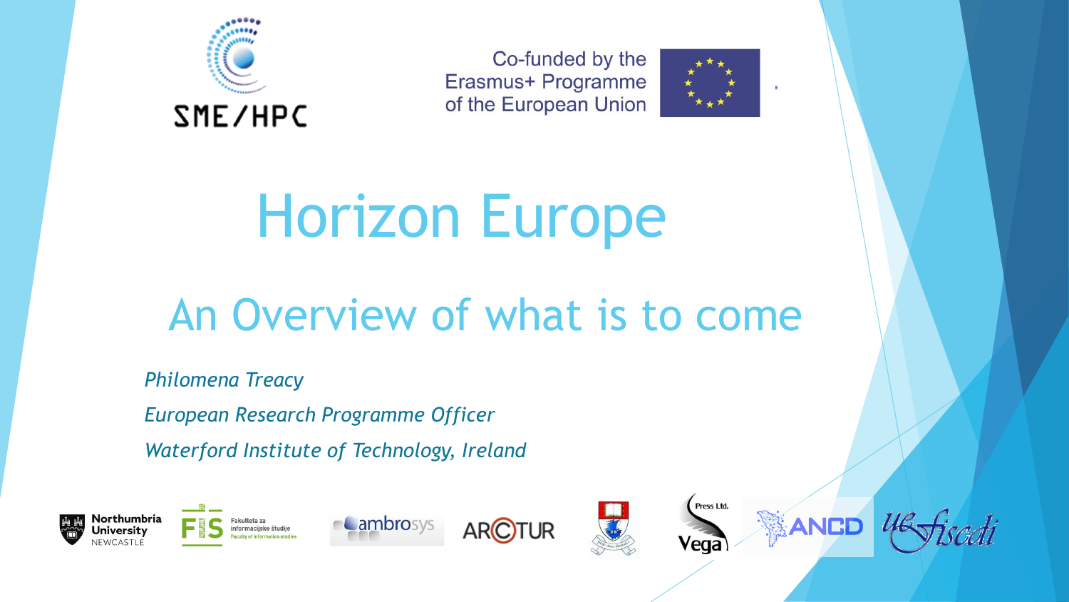Co-funded by the Erasmus+ Programme of the European Union

# Horizon Europe

## An Overview of what is to come

*Philomena Treacy*

*European Research Programme Officer*

*Waterford Institute of Technology, Ireland*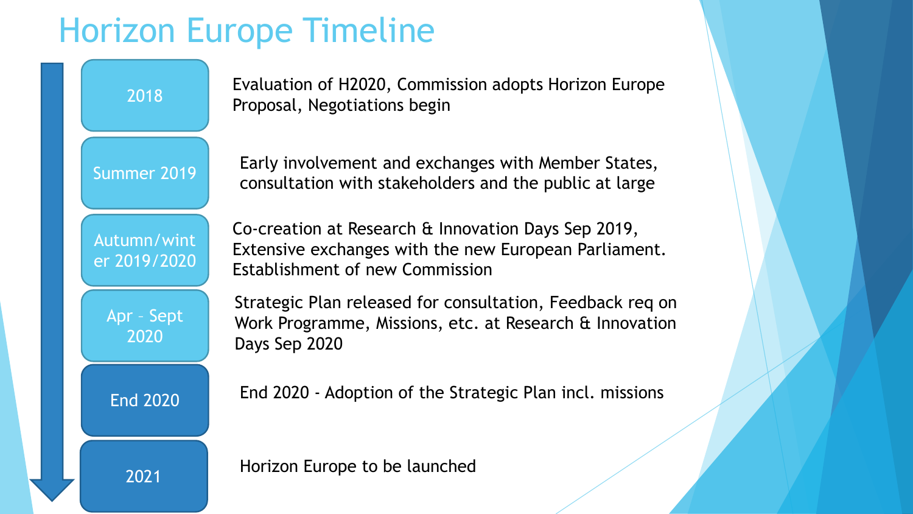# Horizon Europe Timeline

| | |
|---|---|
| 2018 | Evaluation of H2020, Commission adopts Horizon Europe Proposal, Negotiations begin |
| Summer 2019 | Early involvement and exchanges with Member States, consultation with stakeholders and the public at large |
| Autumn/winter 2019/2020 | Co-creation at Research & Innovation Days Sep 2019, Extensive exchanges with the new European Parliament. Establishment of new Commission |
| Apr - Sept 2020 | Strategic Plan released for consultation, Feedback req on Work Programme, Missions, etc. at Research & Innovation Days Sep 2020 |
| End 2020 | End 2020 - Adoption of the Strategic Plan incl. missions |
| 2021 | Horizon Europe to be launched |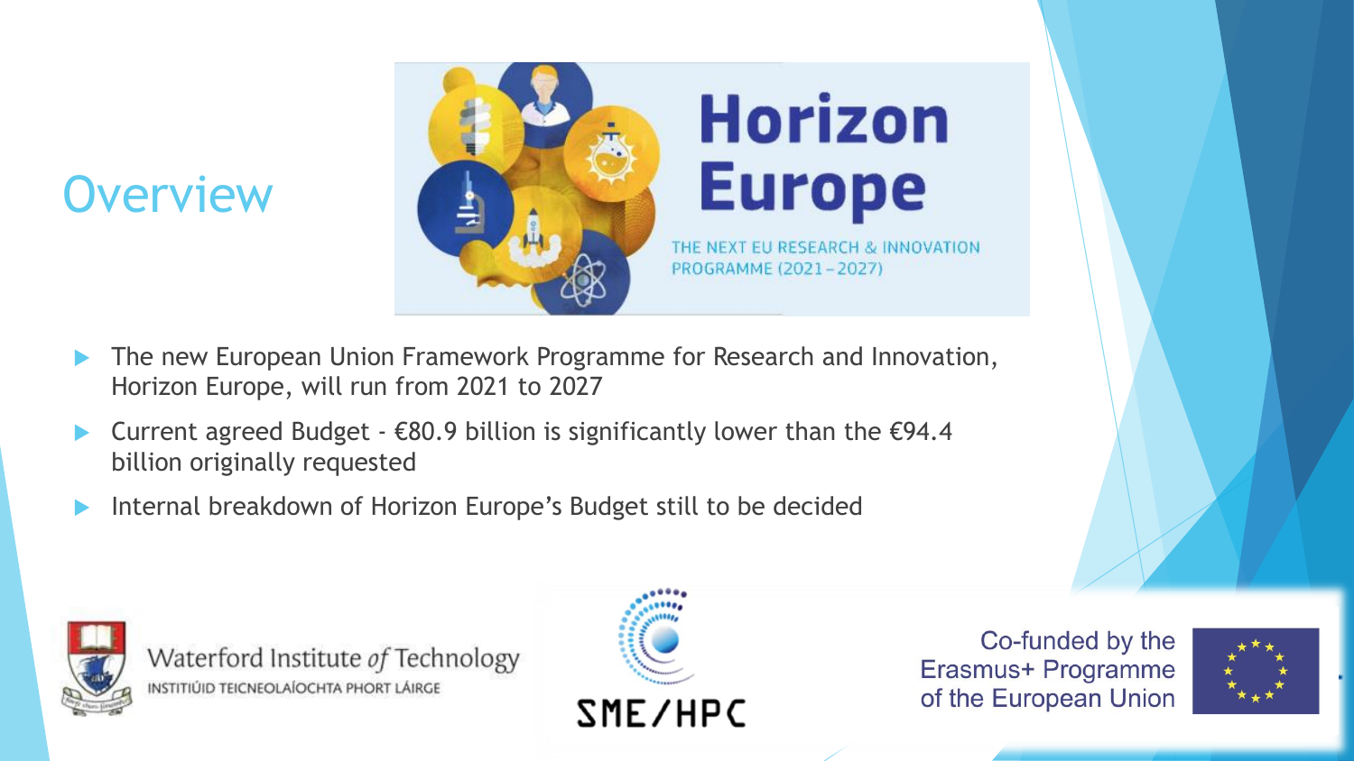# Overview

Horizon Europe

THE NEXT EU RESEARCH & INNOVATION PROGRAMME (2021 – 2027)

- The new European Union Framework Programme for Research and Innovation, Horizon Europe, will run from 2021 to 2027
- Current agreed Budget - €80.9 billion is significantly lower than the €94.4 billion originally requested
- Internal breakdown of Horizon Europe's Budget still to be decided

Waterford Institute *of* Technology
INSTITIÚID TEICNEOLAÍOCHTA PHORT LÁIRGE

SME/HPC

Co-funded by the Erasmus+ Programme of the European Union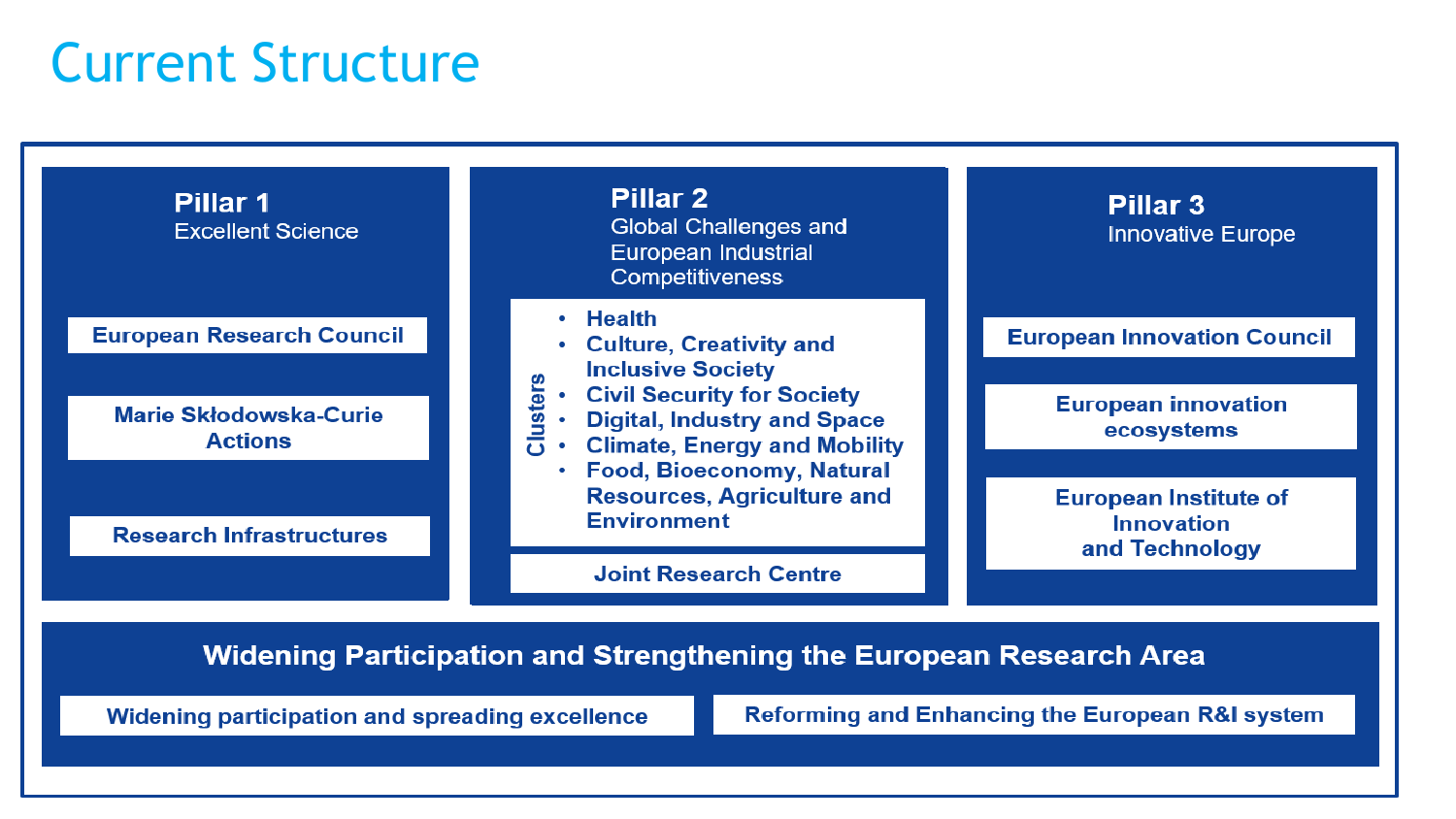# Current Structure

## Pillar 1
Excellent Science

- European Research Council
- Marie Skłodowska-Curie Actions
- Research Infrastructures

## Pillar 2
Global Challenges and European Industrial Competitiveness

Clusters

- Health
- Culture, Creativity and Inclusive Society
- Civil Security for Society
- Digital, Industry and Space
- Climate, Energy and Mobility
- Food, Bioeconomy, Natural Resources, Agriculture and Environment

Joint Research Centre

## Pillar 3
Innovative Europe

- European Innovation Council
- European innovation ecosystems
- European Institute of Innovation and Technology

## Widening Participation and Strengthening the European Research Area

- Widening participation and spreading excellence
- Reforming and Enhancing the European R&I system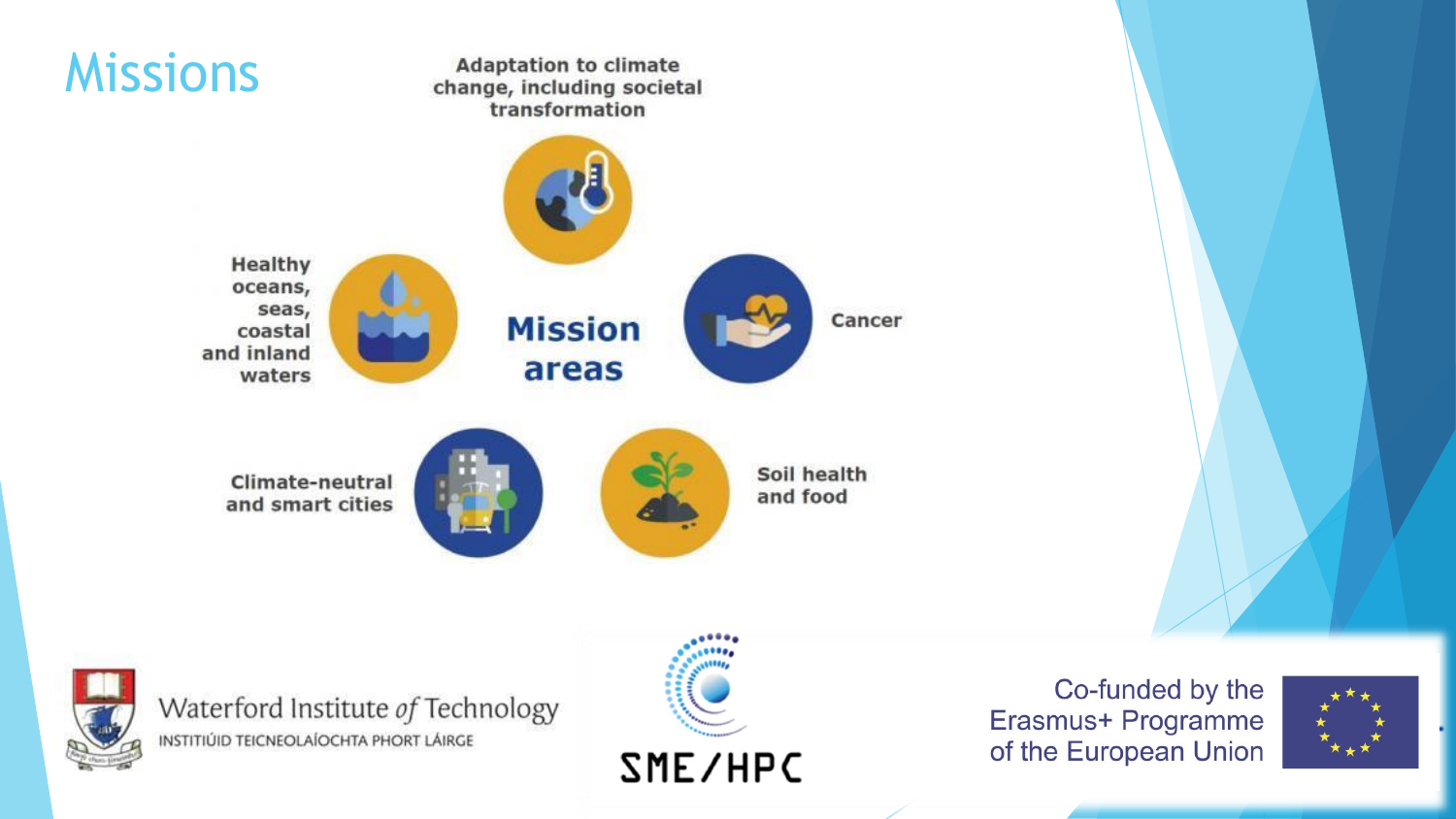# Missions

**Mission areas**

- Adaptation to climate change, including societal transformation
- Cancer
- Soil health and food
- Climate-neutral and smart cities
- Healthy oceans, seas, coastal and inland waters

Waterford Institute *of* Technology
INSTITIÚID TEICNEOLAÍOCHTA PHORT LÁIRGE

SME/HPC

Co-funded by the Erasmus+ Programme of the European Union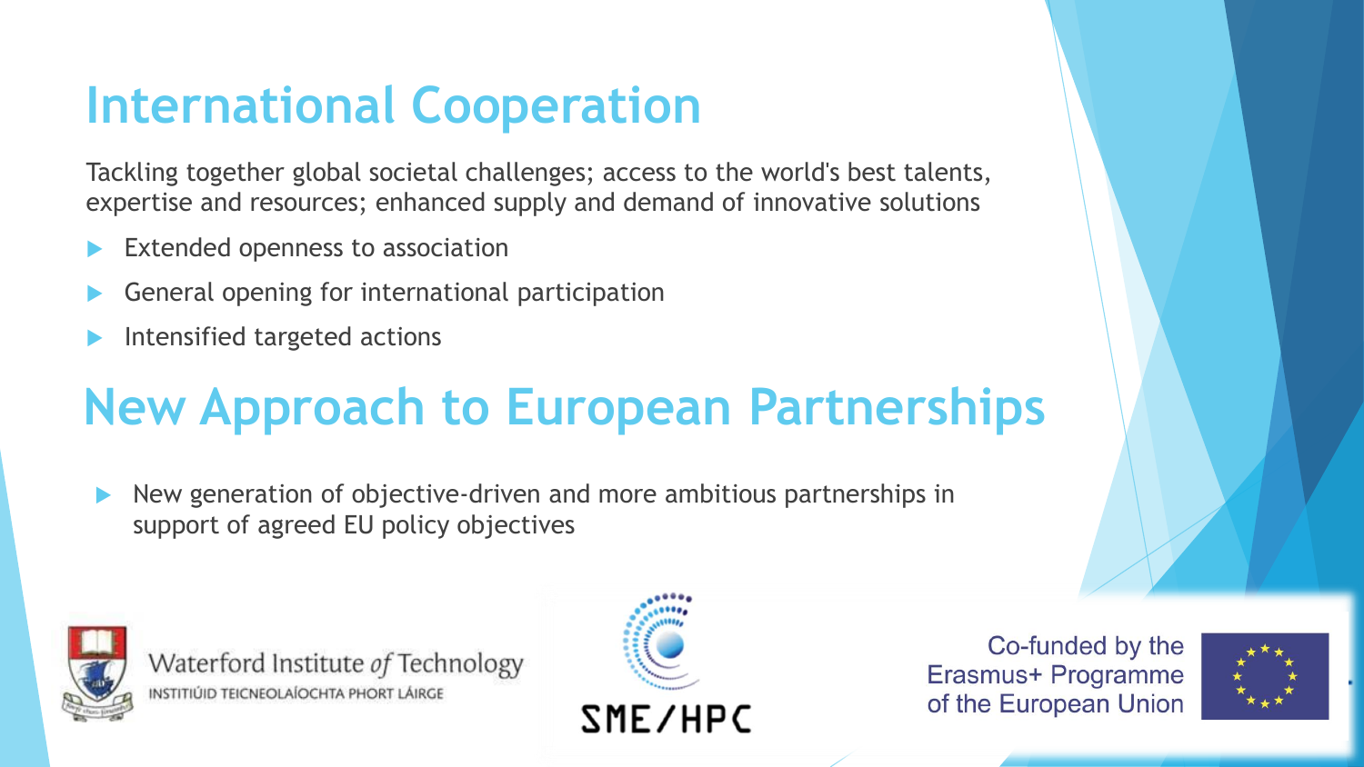# International Cooperation

Tackling together global societal challenges; access to the world's best talents, expertise and resources; enhanced supply and demand of innovative solutions

- Extended openness to association
- General opening for international participation
- Intensified targeted actions

# New Approach to European Partnerships

- New generation of objective-driven and more ambitious partnerships in support of agreed EU policy objectives

Waterford Institute *of* Technology
INSTITIÚID TEICNEOLAÍOCHTA PHORT LÁIRGE

SME/HPC

Co-funded by the Erasmus+ Programme of the European Union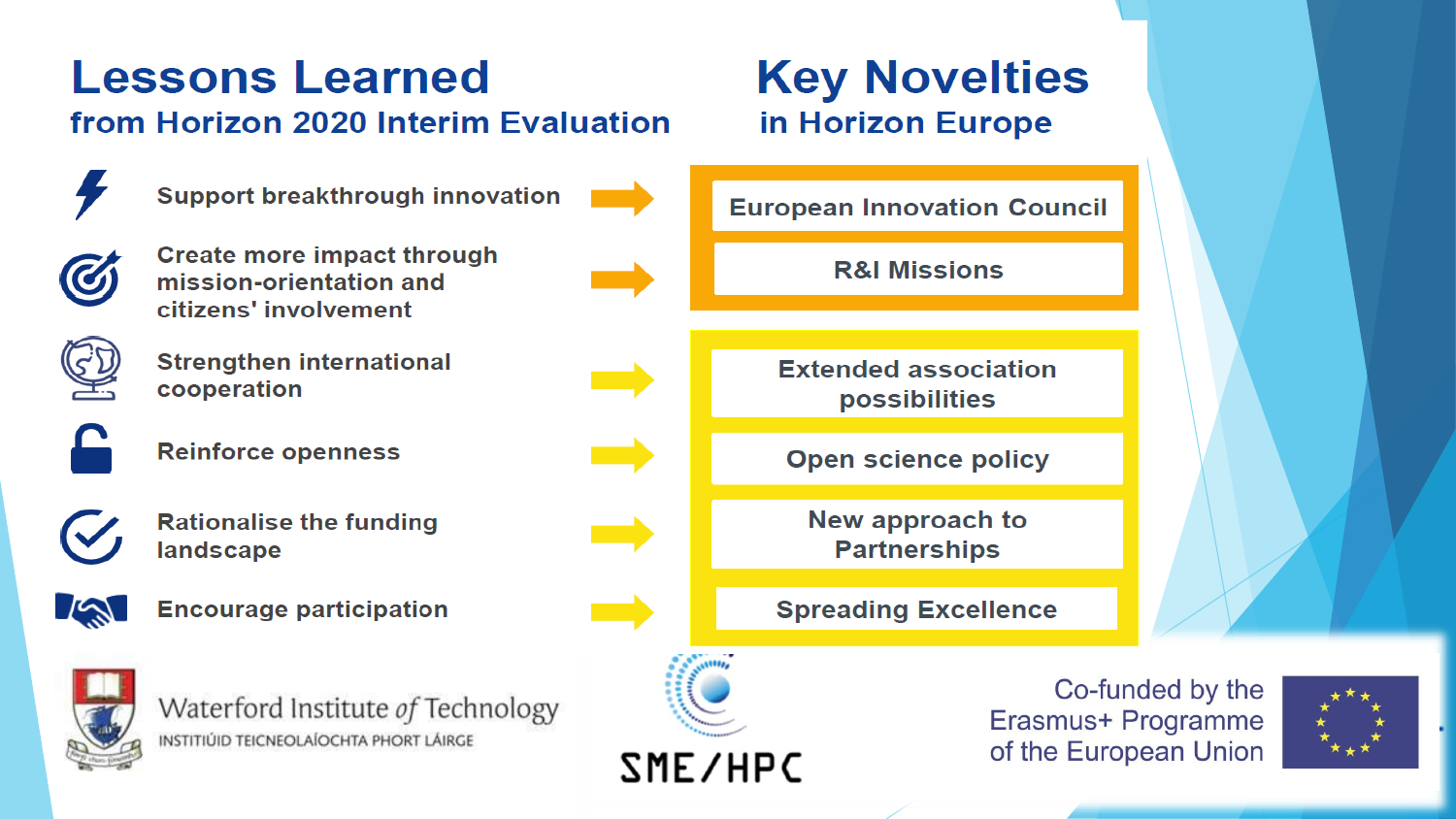## Lessons Learned
### from Horizon 2020 Interim Evaluation

## Key Novelties
### in Horizon Europe

| Lessons Learned | Key Novelties |
|---|---|
| Support breakthrough innovation | European Innovation Council |
| Create more impact through mission-orientation and citizens' involvement | R&I Missions |
| Strengthen international cooperation | Extended association possibilities |
| Reinforce openness | Open science policy |
| Rationalise the funding landscape | New approach to Partnerships |
| Encourage participation | Spreading Excellence |

Waterford Institute *of* Technology
INSTITIÚID TEICNEOLAÍOCHTA PHORT LÁIRGE

SME/HPC

Co-funded by the Erasmus+ Programme of the European Union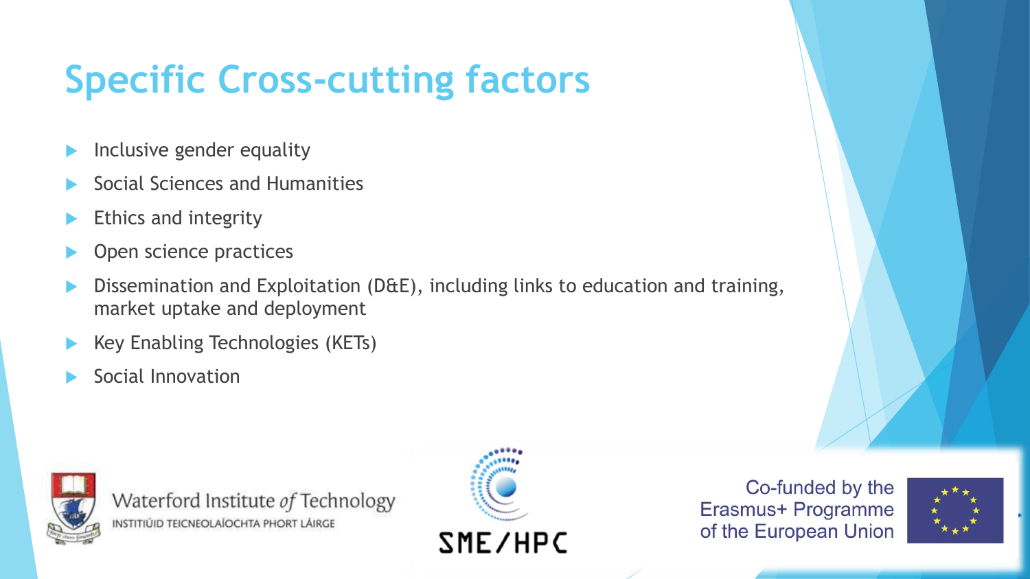# Specific Cross-cutting factors

- Inclusive gender equality
- Social Sciences and Humanities
- Ethics and integrity
- Open science practices
- Dissemination and Exploitation (D&E), including links to education and training, market uptake and deployment
- Key Enabling Technologies (KETs)
- Social Innovation

Waterford Institute *of* Technology
INSTITIÚID TEICNEOLAÍOCHTA PHORT LÁIRGE

SME/HPC

Co-funded by the Erasmus+ Programme of the European Union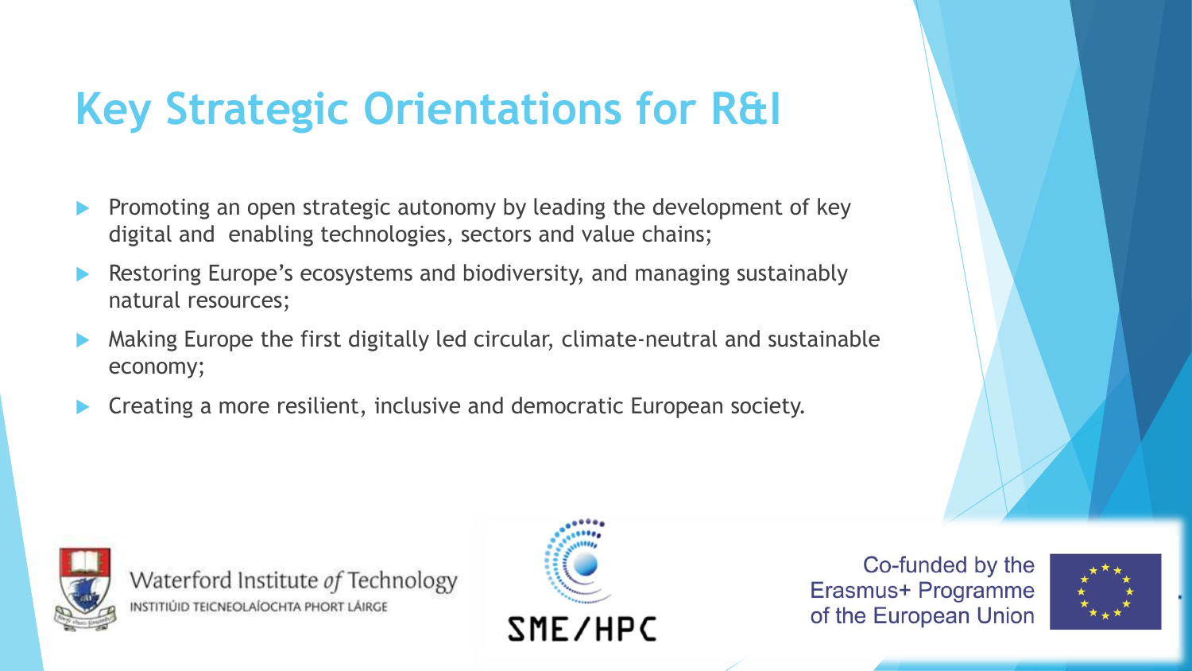# Key Strategic Orientations for R&I

- Promoting an open strategic autonomy by leading the development of key digital and enabling technologies, sectors and value chains;
- Restoring Europe's ecosystems and biodiversity, and managing sustainably natural resources;
- Making Europe the first digitally led circular, climate-neutral and sustainable economy;
- Creating a more resilient, inclusive and democratic European society.

Waterford Institute of Technology
INSTITIÚID TEICNEOLAÍOCHTA PHORT LÁIRGE

SME/HPC

Co-funded by the Erasmus+ Programme of the European Union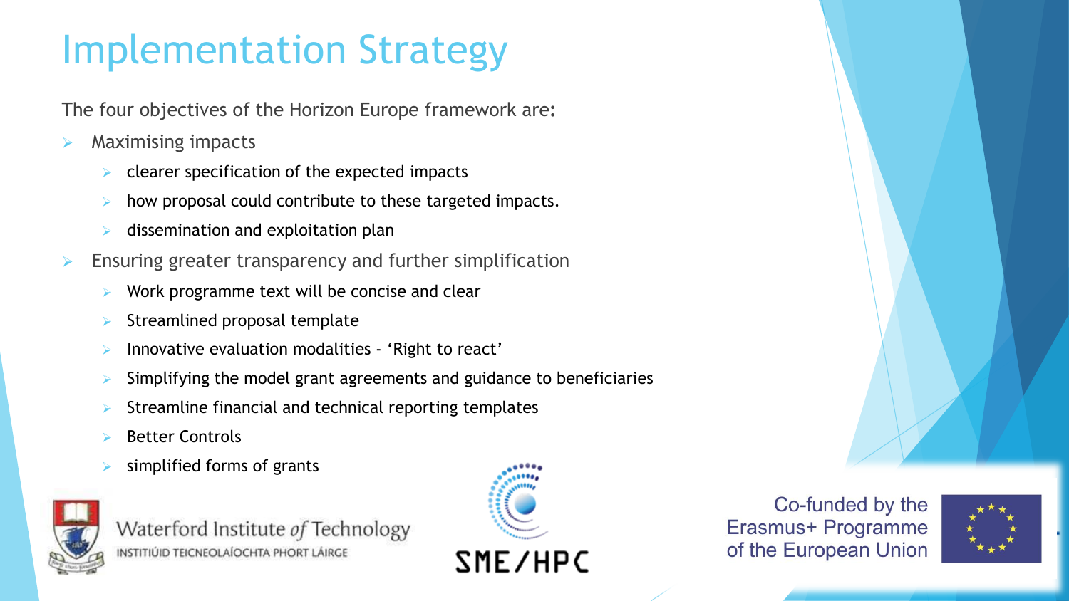# Implementation Strategy

The four objectives of the Horizon Europe framework are:

- Maximising impacts
  - clearer specification of the expected impacts
  - how proposal could contribute to these targeted impacts.
  - dissemination and exploitation plan
- Ensuring greater transparency and further simplification
  - Work programme text will be concise and clear
  - Streamlined proposal template
  - Innovative evaluation modalities - 'Right to react'
  - Simplifying the model grant agreements and guidance to beneficiaries
  - Streamline financial and technical reporting templates
  - Better Controls
  - simplified forms of grants

Waterford Institute *of* Technology
INSTITIÚID TEICNEOLAÍOCHTA PHORT LÁIRGE

SME/HPC

Co-funded by the Erasmus+ Programme of the European Union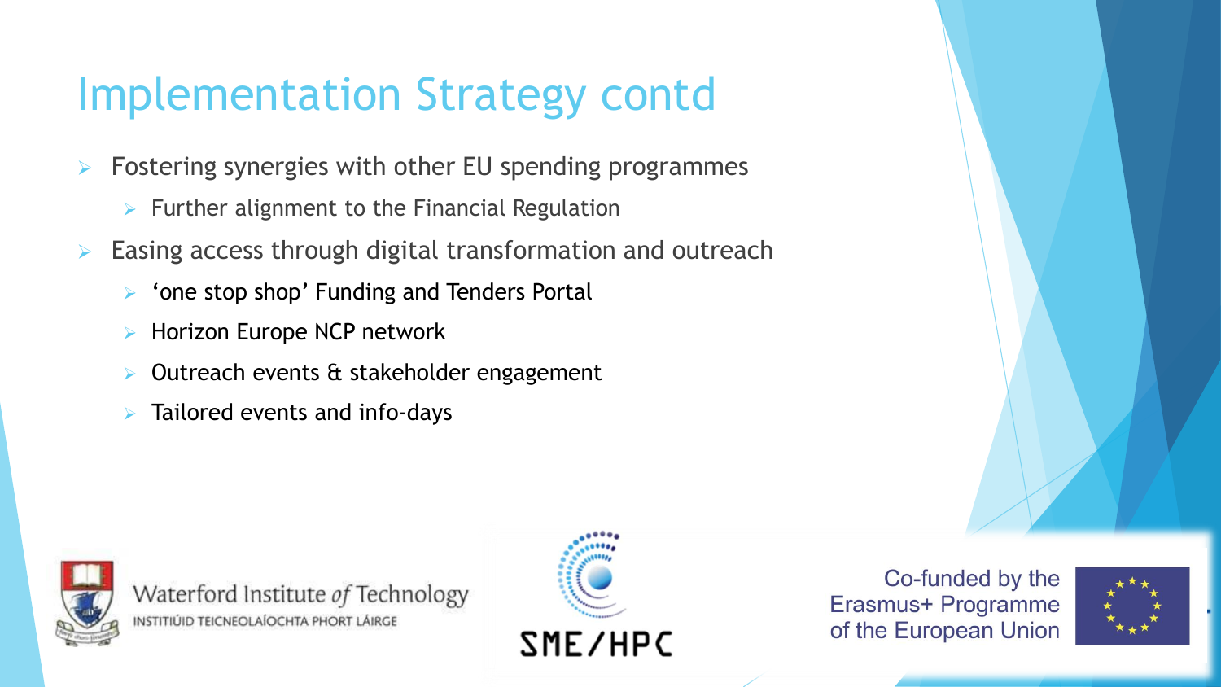# Implementation Strategy contd

- Fostering synergies with other EU spending programmes
  - Further alignment to the Financial Regulation
- Easing access through digital transformation and outreach
  - ‘one stop shop’ Funding and Tenders Portal
  - Horizon Europe NCP network
  - Outreach events & stakeholder engagement
  - Tailored events and info-days

Waterford Institute *of* Technology
INSTITIÚID TEICNEOLAÍOCHTA PHORT LÁIRGE

SME/HPC

Co-funded by the Erasmus+ Programme of the European Union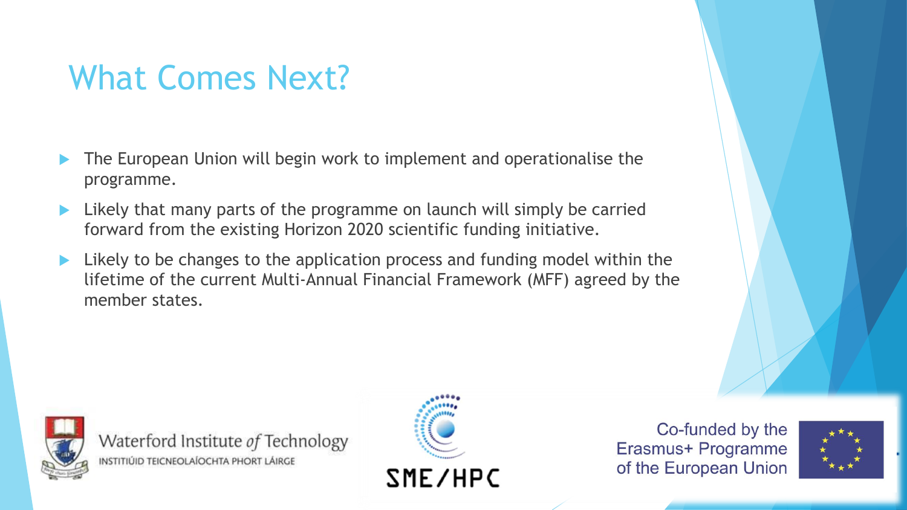# What Comes Next?

- The European Union will begin work to implement and operationalise the programme.
- Likely that many parts of the programme on launch will simply be carried forward from the existing Horizon 2020 scientific funding initiative.
- Likely to be changes to the application process and funding model within the lifetime of the current Multi-Annual Financial Framework (MFF) agreed by the member states.

Waterford Institute *of* Technology
INSTITIÚID TEICNEOLAÍOCHTA PHORT LÁIRGE

SME/HPC

Co-funded by the Erasmus+ Programme of the European Union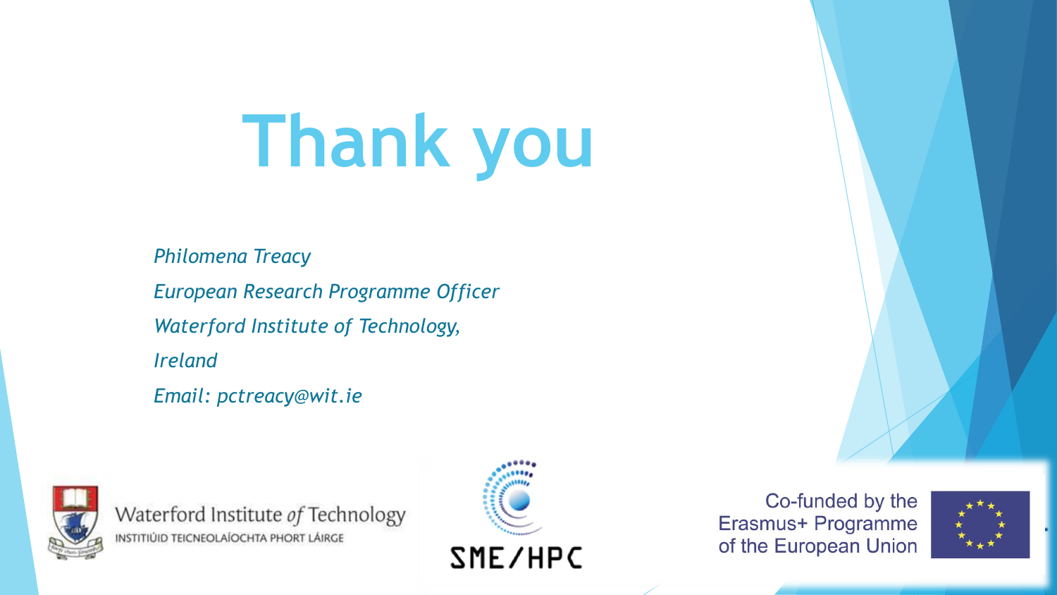# Thank you

*Philomena Treacy*

*European Research Programme Officer*

*Waterford Institute of Technology,*

*Ireland*

*Email: pctreacy@wit.ie*

Waterford Institute *of* Technology
INSTITIÚID TEICNEOLAÍOCHTA PHORT LÁIRGE

SME/HPC

Co-funded by the Erasmus+ Programme of the European Union